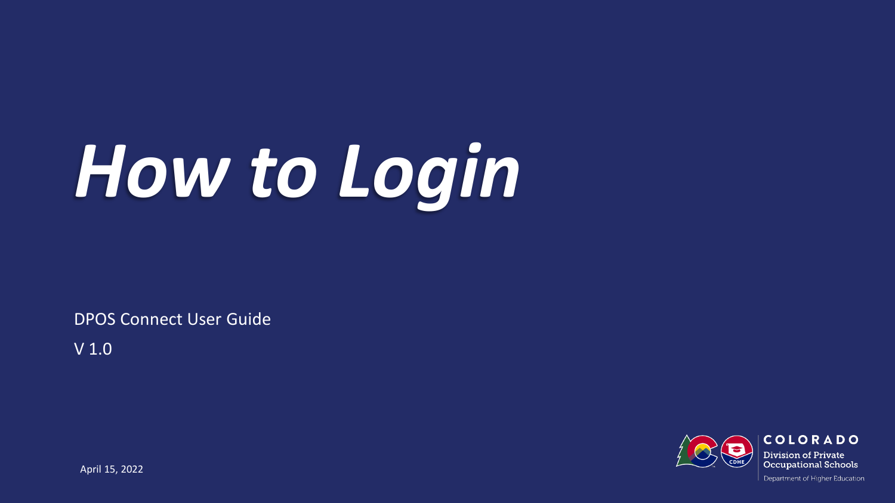# *How to Login*

DPOS Connect User Guide

V 1.0

April 15, 2022

COLORADO

Division of Private Occupational Schools

Department of Higher Education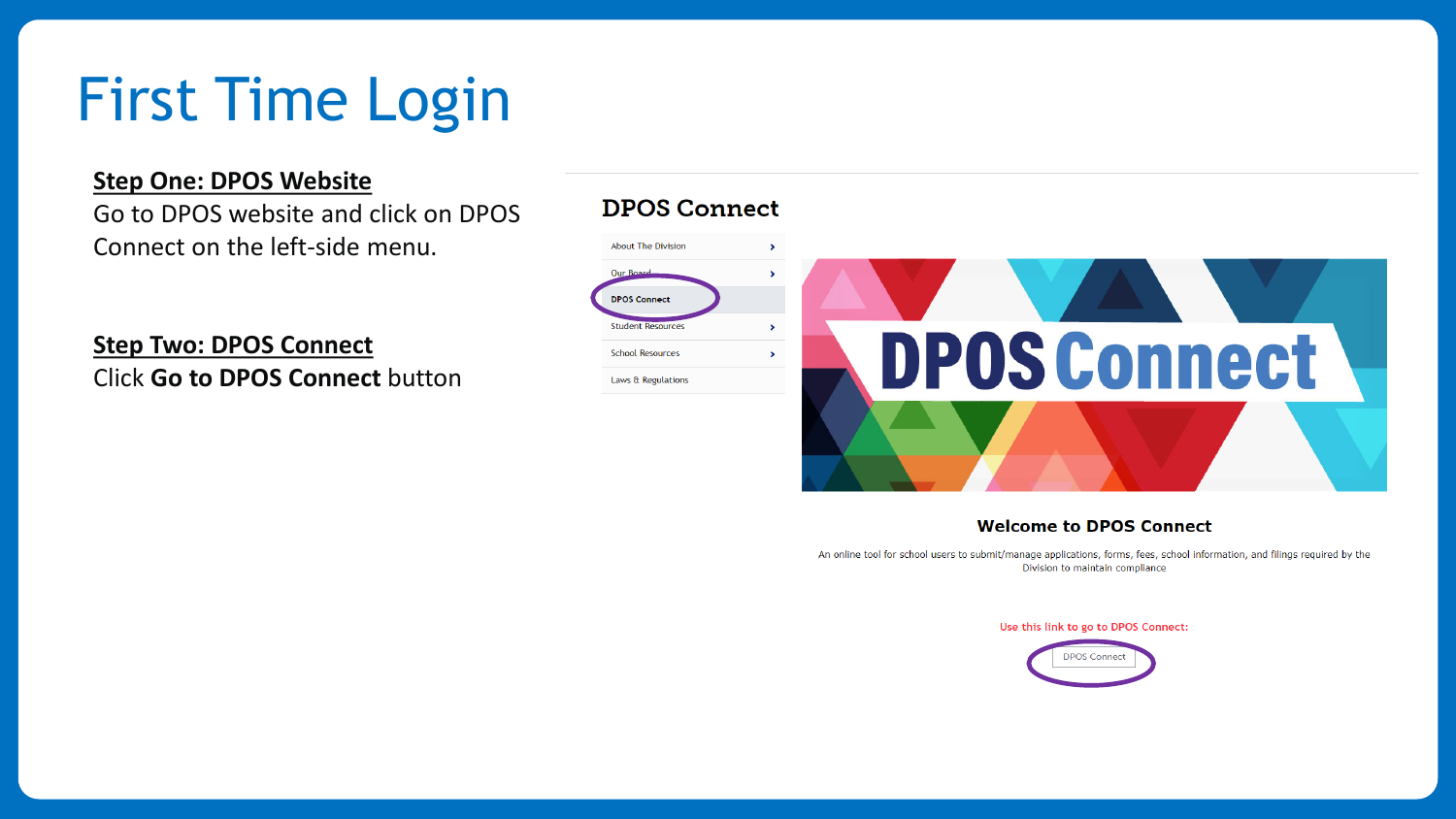# First Time Login

**Step One: DPOS Website**
Go to DPOS website and click on DPOS Connect on the left-side menu.

**Step Two: DPOS Connect**
Click **Go to DPOS Connect** button

## DPOS Connect

- About The Division
- Our Board
- DPOS Connect
- Student Resources
- School Resources
- Laws & Regulations

DPOS Connect

**Welcome to DPOS Connect**

An online tool for school users to submit/manage applications, forms, fees, school information, and filings required by the Division to maintain compliance

Use this link to go to DPOS Connect:

DPOS Connect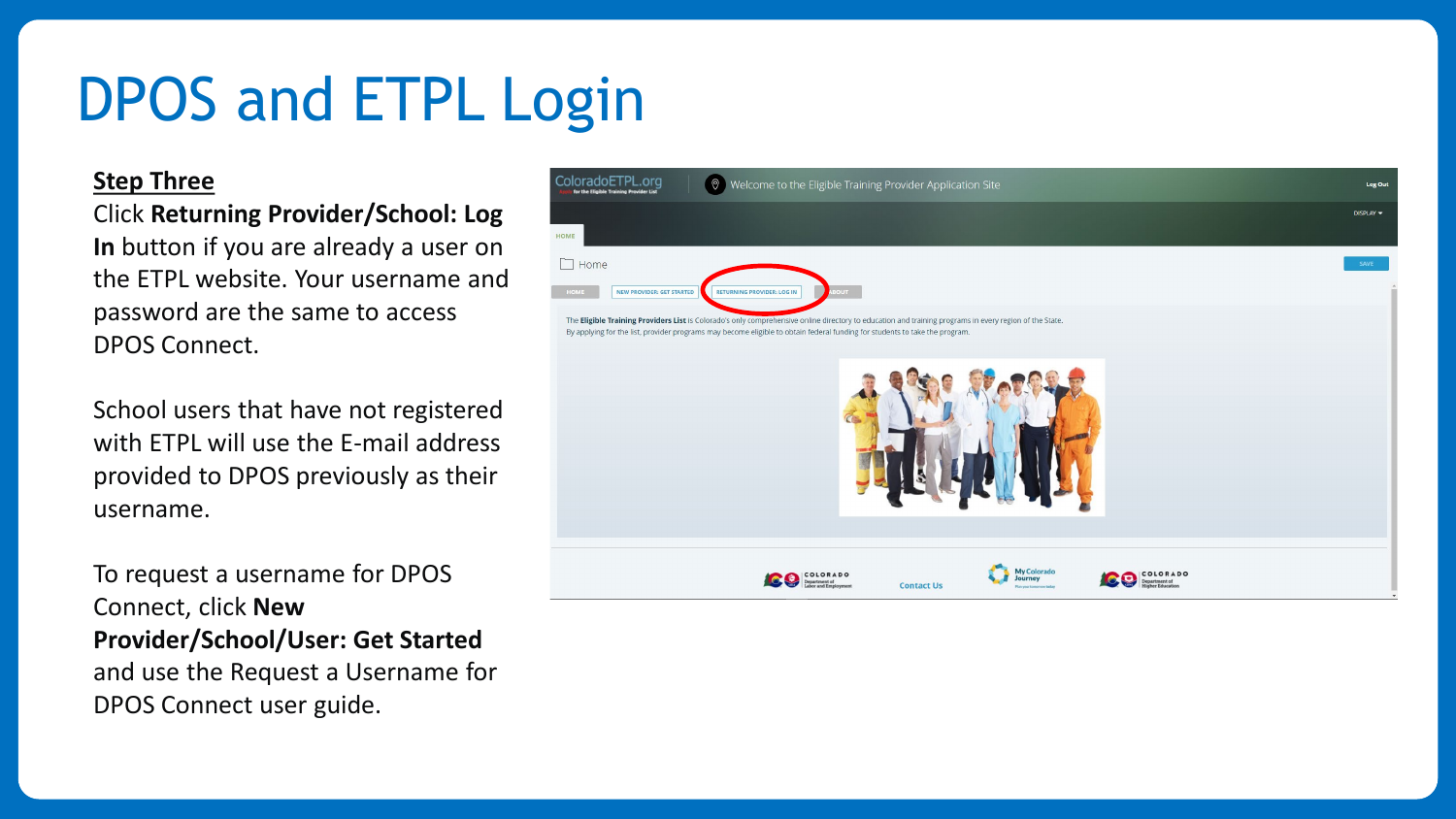# DPOS and ETPL Login

**Step Three**

Click **Returning Provider/School: Log In** button if you are already a user on the ETPL website. Your username and password are the same to access DPOS Connect.

School users that have not registered with ETPL will use the E-mail address provided to DPOS previously as their username.

To request a username for DPOS Connect, click **New Provider/School/User: Get Started** and use the Request a Username for DPOS Connect user guide.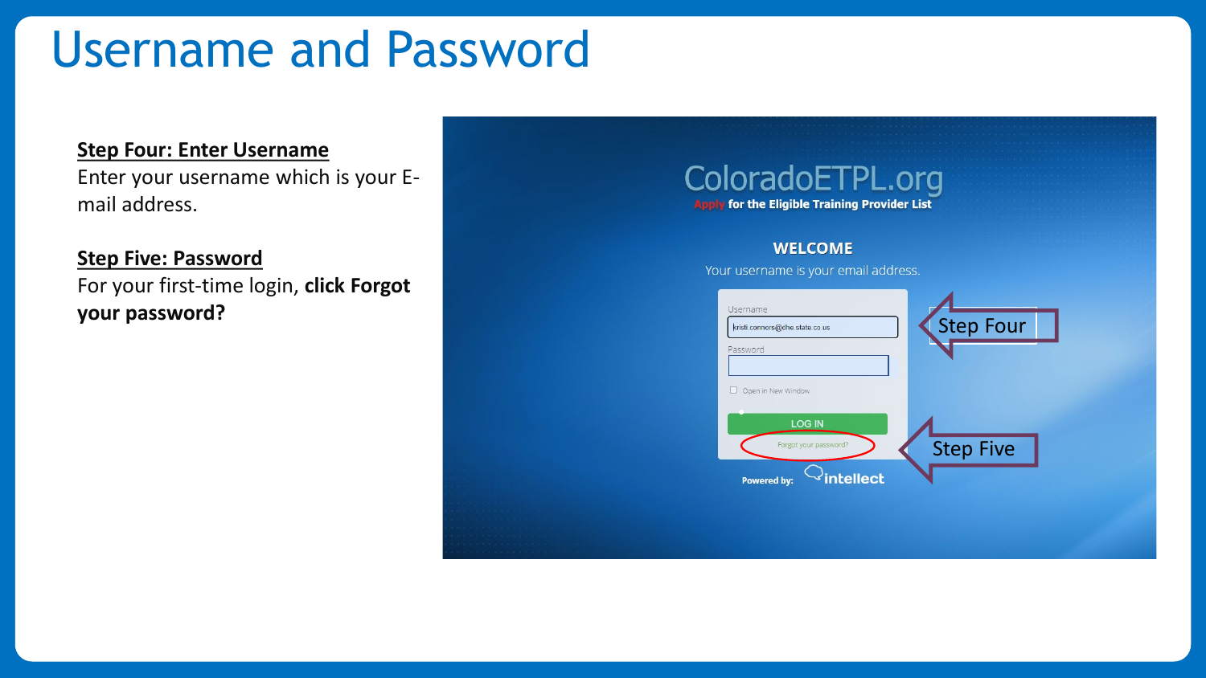# Username and Password

**Step Four: Enter Username**

Enter your username which is your E-mail address.

**Step Five: Password**

For your first-time login, **click Forgot your password?**

ColoradoETPL.org

Apply for the Eligible Training Provider List

WELCOME

Your username is your email address.

Username

kristi.connors@dhe.state.co.us

Password

Open in New Window

LOG IN

Forgot your password?

Powered by: intellect

Step Four

Step Five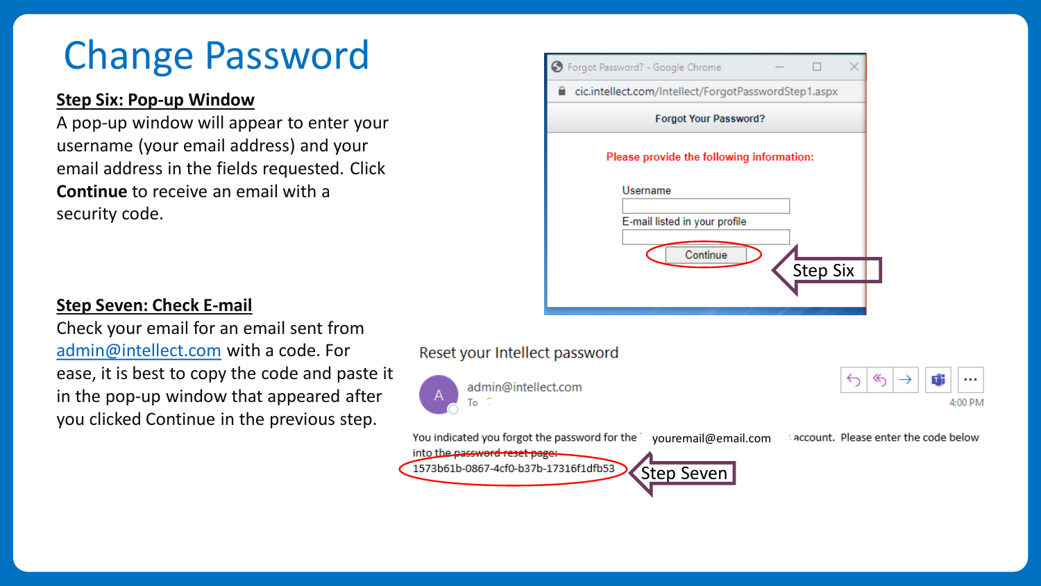# Change Password

**Step Six: Pop-up Window**

A pop-up window will appear to enter your username (your email address) and your email address in the fields requested. Click **Continue** to receive an email with a security code.

Forgot Password? - Google Chrome

cic.intellect.com/Intellect/ForgotPasswordStep1.aspx

Forgot Your Password?

Please provide the following information:

Username

E-mail listed in your profile

Continue

Step Six

**Step Seven: Check E-mail**

Check your email for an email sent from admin@intellect.com with a code. For ease, it is best to copy the code and paste it in the pop-up window that appeared after you clicked Continue in the previous step.

Reset your Intellect password

admin@intellect.com

To

4:00 PM

You indicated you forgot the password for the youremail@email.com account. Please enter the code below into the password reset page:

1573b61b-0867-4cf0-b37b-17316f1dfb53

Step Seven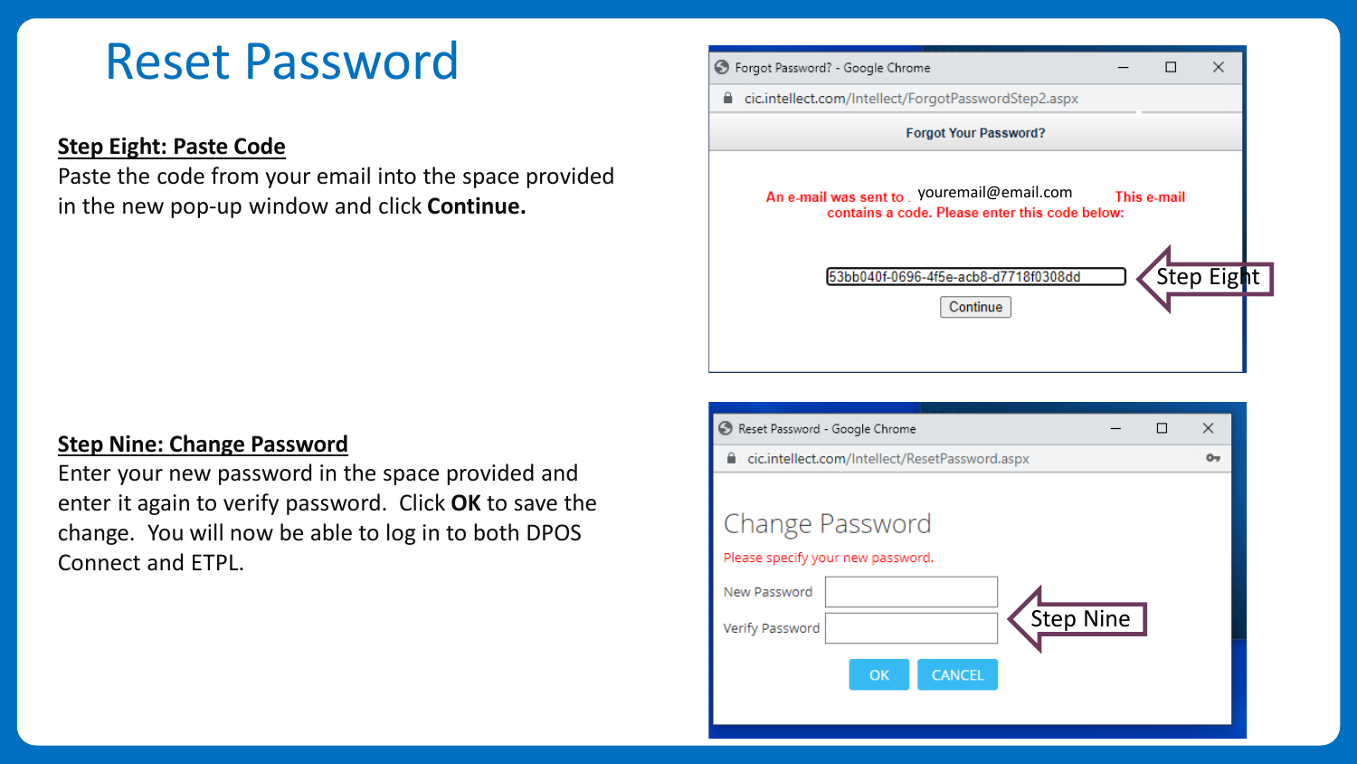# Reset Password

**Step Eight: Paste Code**

Paste the code from your email into the space provided in the new pop-up window and click **Continue.**

Forgot Password? - Google Chrome

cic.intellect.com/Intellect/ForgotPasswordStep2.aspx

Forgot Your Password?

An e-mail was sent to youremail@email.com This e-mail contains a code. Please enter this code below:

53bb040f-0696-4f5e-acb8-d7718f0308dd

Continue

Step Eight

**Step Nine: Change Password**

Enter your new password in the space provided and enter it again to verify password. Click **OK** to save the change. You will now be able to log in to both DPOS Connect and ETPL.

Reset Password - Google Chrome

cic.intellect.com/Intellect/ResetPassword.aspx

Change Password

Please specify your new password.

New Password

Verify Password

OK

CANCEL

Step Nine